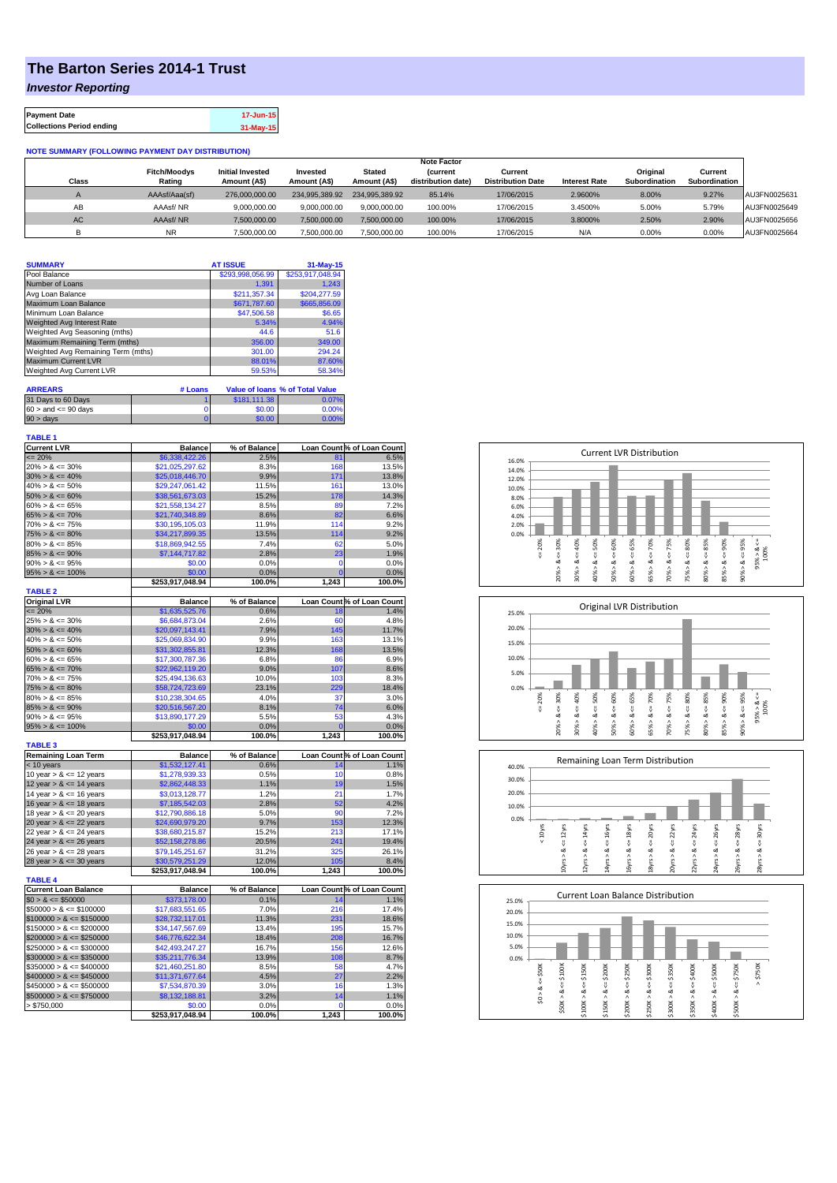# The Barton Series 2014-1 Trust

## *Investor Reporting*

| Payment Date | 17-Jun-15 |
|---|---|
| Collections Period ending | 31-May-15 |

**NOTE SUMMARY (FOLLOWING PAYMENT DAY DISTRIBUTION)**

| Class | Fitch/Moodys Rating | Initial Invested Amount (A$) | Invested Amount (A$) | Stated Amount (A$) | Note Factor (current distribution date) | Current Distribution Date | Interest Rate | Original Subordination | Current Subordination | |
|---|---|---|---|---|---|---|---|---|---|---|
| A | AAAsf/Aaa(sf) | 276,000,000.00 | 234,995,389.92 | 234,995,389.92 | 85.14% | 17/06/2015 | 2.9600% | 8.00% | 9.27% | AU3FN0025631 |
| AB | AAAsf/ NR | 9,000,000.00 | 9,000,000.00 | 9,000,000.00 | 100.00% | 17/06/2015 | 3.4500% | 5.00% | 5.79% | AU3FN0025649 |
| AC | AAAsf/ NR | 7,500,000.00 | 7,500,000.00 | 7,500,000.00 | 100.00% | 17/06/2015 | 3.8000% | 2.50% | 2.90% | AU3FN0025656 |
| B | NR | 7,500,000.00 | 7,500,000.00 | 7,500,000.00 | 100.00% | 17/06/2015 | N/A | 0.00% | 0.00% | AU3FN0025664 |

| SUMMARY | AT ISSUE | 31-May-15 |
|---|---|---|
| Pool Balance | $293,998,056.99 | $253,917,048.94 |
| Number of Loans | 1,391 | 1,243 |
| Avg Loan Balance | $211,357.34 | $204,277.59 |
| Maximum Loan Balance | $671,787.60 | $665,856.09 |
| Minimum Loan Balance | $47,506.58 | $6.65 |
| Weighted Avg Interest Rate | 5.34% | 4.94% |
| Weighted Avg Seasoning (mths) | 44.6 | 51.6 |
| Maximum Remaining Term (mths) | 356.00 | 349.00 |
| Weighted Avg Remaining Term (mths) | 301.00 | 294.24 |
| Maximum Current LVR | 88.01% | 87.60% |
| Weighted Avg Current LVR | 59.53% | 58.34% |

| ARREARS | # Loans | Value of loans | % of Total Value |
|---|---|---|---|
| 31 Days to 60 Days | 1 | $181,111.38 | 0.07% |
| 60 > and <= 90 days | 0 | $0.00 | 0.00% |
| 90 > days | 0 | $0.00 | 0.00% |

**TABLE 1**

| Current LVR | Balance | % of Balance | Loan Count | % of Loan Count |
|---|---|---|---|---|
| <= 20% | $6,338,422.26 | 2.5% | 81 | 6.5% |
| 20% > & <= 30% | $21,025,297.62 | 8.3% | 168 | 13.5% |
| 30% > & <= 40% | $25,018,446.70 | 9.9% | 171 | 13.8% |
| 40% > & <= 50% | $29,247,061.42 | 11.5% | 161 | 13.0% |
| 50% > & <= 60% | $38,561,673.03 | 15.2% | 178 | 14.3% |
| 60% > & <= 65% | $21,558,134.27 | 8.5% | 89 | 7.2% |
| 65% > & <= 70% | $21,740,348.89 | 8.6% | 82 | 6.6% |
| 70% > & <= 75% | $30,195,105.03 | 11.9% | 114 | 9.2% |
| 75% > & <= 80% | $34,217,899.35 | 13.5% | 114 | 9.2% |
| 80% > & <= 85% | $18,869,942.55 | 7.4% | 62 | 5.0% |
| 85% > & <= 90% | $7,144,717.82 | 2.8% | 23 | 1.9% |
| 90% > & <= 95% | $0.00 | 0.0% | 0 | 0.0% |
| 95% > & <= 100% | $0.00 | 0.0% | 0 | 0.0% |
| | $253,917,048.94 | 100.0% | 1,243 | 100.0% |

**TABLE 2**

| Original LVR | Balance | % of Balance | Loan Count | % of Loan Count |
|---|---|---|---|---|
| <= 20% | $1,635,525.76 | 0.6% | 18 | 1.4% |
| 25% > & <= 30% | $6,684,873.04 | 2.6% | 60 | 4.8% |
| 30% > & <= 40% | $20,097,143.41 | 7.9% | 145 | 11.7% |
| 40% > & <= 50% | $25,069,834.90 | 9.9% | 163 | 13.1% |
| 50% > & <= 60% | $31,302,855.81 | 12.3% | 168 | 13.5% |
| 60% > & <= 65% | $17,300,787.36 | 6.8% | 86 | 6.9% |
| 65% > & <= 70% | $22,962,119.20 | 9.0% | 107 | 8.6% |
| 70% > & <= 75% | $25,494,136.63 | 10.0% | 103 | 8.3% |
| 75% > & <= 80% | $58,724,723.69 | 23.1% | 229 | 18.4% |
| 80% > & <= 85% | $10,238,304.65 | 4.0% | 37 | 3.0% |
| 85% > & <= 90% | $20,516,567.20 | 8.1% | 74 | 6.0% |
| 90% > & <= 95% | $13,890,177.29 | 5.5% | 53 | 4.3% |
| 95% > & <= 100% | $0.00 | 0.0% | 0 | 0.0% |
| | $253,917,048.94 | 100.0% | 1,243 | 100.0% |

**TABLE 3**

| Remaining Loan Term | Balance | % of Balance | Loan Count | % of Loan Count |
|---|---|---|---|---|
| < 10 years | $1,532,127.41 | 0.6% | 14 | 1.1% |
| 10 year > & <= 12 years | $1,278,939.33 | 0.5% | 10 | 0.8% |
| 12 year > & <= 14 years | $2,862,448.33 | 1.1% | 19 | 1.5% |
| 14 year > & <= 16 years | $3,013,128.77 | 1.2% | 21 | 1.7% |
| 16 year > & <= 18 years | $7,185,542.03 | 2.8% | 52 | 4.2% |
| 18 year > & <= 20 years | $12,790,886.18 | 5.0% | 90 | 7.2% |
| 20 year > & <= 22 years | $24,690,979.20 | 9.7% | 153 | 12.3% |
| 22 year > & <= 24 years | $38,680,215.87 | 15.2% | 213 | 17.1% |
| 24 year > & <= 26 years | $52,158,278.86 | 20.5% | 241 | 19.4% |
| 26 year > & <= 28 years | $79,145,251.67 | 31.2% | 325 | 26.1% |
| 28 year > & <= 30 years | $30,579,251.29 | 12.0% | 105 | 8.4% |
| | $253,917,048.94 | 100.0% | 1,243 | 100.0% |

**TABLE 4**

| Current Loan Balance | Balance | % of Balance | Loan Count | % of Loan Count |
|---|---|---|---|---|
| $0 > & <= $50000 | $373,178.00 | 0.1% | 14 | 1.1% |
| $50000 > & <= $100000 | $17,683,551.65 | 7.0% | 216 | 17.4% |
| $100000 > & <= $150000 | $28,732,117.01 | 11.3% | 231 | 18.6% |
| $150000 > & <= $200000 | $34,147,567.69 | 13.4% | 195 | 15.7% |
| $200000 > & <= $250000 | $46,776,622.34 | 18.4% | 208 | 16.7% |
| $250000 > & <= $300000 | $42,493,247.27 | 16.7% | 156 | 12.6% |
| $300000 > & <= $350000 | $35,211,776.34 | 13.9% | 108 | 8.7% |
| $350000 > & <= $400000 | $21,460,251.80 | 8.5% | 58 | 4.7% |
| $400000 > & <= $450000 | $11,371,677.64 | 4.5% | 27 | 2.2% |
| $450000 > & <= $500000 | $7,534,870.39 | 3.0% | 16 | 1.3% |
| $500000 > & <= $750000 | $8,132,188.81 | 3.2% | 14 | 1.1% |
| > $750,000 | $0.00 | 0.0% | 0 | 0.0% |
| | $253,917,048.94 | 100.0% | 1,243 | 100.0% |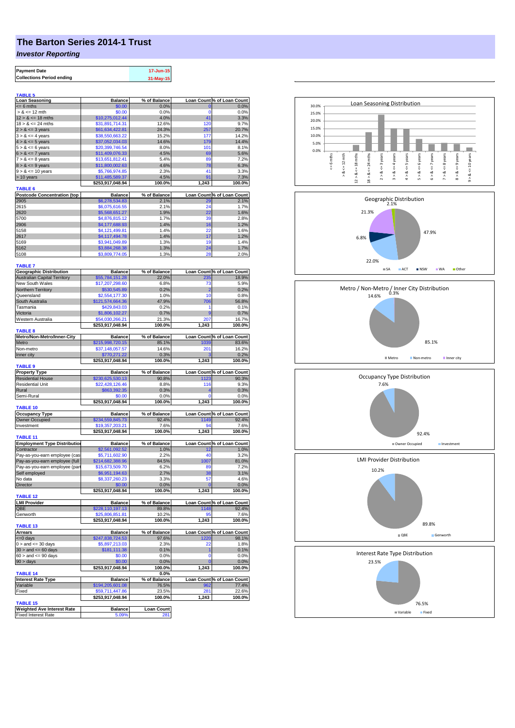# The Barton Series 2014-1 Trust

## *Investor Reporting*

| | |
|---|---|
| **Payment Date** | 17-Jun-15 |
| **Collections Period ending** | 31-May-15 |

**TABLE 5**

| Loan Seasoning | Balance | % of Balance | Loan Count | % of Loan Count |
|---|---|---|---|---|
| <= 6 mths | $0.00 | 0.0% | 0 | 0.0% |
| > & <= 12 mth | $0.00 | 0.0% | 0 | 0.0% |
| 12 > & <= 18 mths | $10,275,012.44 | 4.0% | 41 | 3.3% |
| 18 > & <= 24 mths | $31,891,714.31 | 12.6% | 120 | 9.7% |
| 2 > & <= 3 years | $61,634,422.81 | 24.3% | 257 | 20.7% |
| 3 > & <= 4 years | $38,550,663.22 | 15.2% | 177 | 14.2% |
| 4 > & <= 5 years | $37,052,034.03 | 14.6% | 179 | 14.4% |
| 5 > & <= 6 years | $20,399,746.54 | 8.0% | 101 | 8.1% |
| 6 > & <= 7 years | $11,409,076.33 | 4.5% | 69 | 5.6% |
| 7 > & <= 8 years | $13,651,812.41 | 5.4% | 89 | 7.2% |
| 8 > & <= 9 years | $11,800,002.63 | 4.6% | 78 | 6.3% |
| 9 > & <= 10 years | $5,766,974.85 | 2.3% | 41 | 3.3% |
| > 10 years | $11,485,589.37 | 4.5% | 91 | 7.3% |
| | $253,917,048.94 | 100.0% | 1,243 | 100.0% |

**TABLE 6**

| Postcode Concentration (top | Balance | % of Balance | Loan Count | % of Loan Count |
|---|---|---|---|---|
| 2905 | $6,278,534.83 | 2.1% | 29 | 2.1% |
| 2615 | $6,075,616.55 | 2.1% | 24 | 1.7% |
| 2620 | $5,568,651.27 | 1.9% | 22 | 1.6% |
| 5700 | $4,876,815.12 | 1.7% | 39 | 2.8% |
| 2906 | $4,177,688.93 | 1.4% | 16 | 1.2% |
| 5158 | $4,121,499.81 | 1.4% | 22 | 1.6% |
| 2617 | $4,117,494.78 | 1.4% | 17 | 1.2% |
| 5169 | $3,941,049.89 | 1.3% | 19 | 1.4% |
| 5162 | $3,884,268.38 | 1.3% | 24 | 1.7% |
| 5108 | $3,809,774.05 | 1.3% | 28 | 2.0% |

**TABLE 7**

| Geographic Distribution | Balance | % of Balance | Loan Count | % of Loan Count |
|---|---|---|---|---|
| Australian Capital Territory | $55,784,151.28 | 22.0% | 235 | 18.9% |
| New South Wales | $17,207,298.60 | 6.8% | 73 | 5.9% |
| Northern Territory | $530,545.89 | 0.2% | 2 | 0.2% |
| Queensland | $2,554,177.30 | 1.0% | 10 | 0.8% |
| South Australia | $121,574,664.36 | 47.9% | 706 | 56.8% |
| Tasmania | $429,843.03 | 0.2% | 1 | 0.1% |
| Victoria | $1,806,102.27 | 0.7% | 9 | 0.7% |
| Western Australia | $54,030,266.21 | 21.3% | 207 | 16.7% |
| | $253,917,048.94 | 100.0% | 1,243 | 100.0% |

**TABLE 8**

| Metro/Non-Metro/Inner-City | Balance | % of Balance | Loan Count | % of Loan Count |
|---|---|---|---|---|
| Metro | $215,998,720.15 | 85.1% | 1039 | 83.6% |
| Non-metro | $37,148,057.57 | 14.6% | 201 | 16.2% |
| Inner city | $770,271.22 | 0.3% | 3 | 0.2% |
| | $253,917,048.94 | 100.0% | 1,243 | 100.0% |

**TABLE 9**

| Property Type | Balance | % of Balance | Loan Count | % of Loan Count |
|---|---|---|---|---|
| Residential House | $230,625,530.13 | 90.8% | 1123 | 90.3% |
| Residential Unit | $22,428,126.46 | 8.8% | 116 | 9.3% |
| Rural | $863,392.35 | 0.3% | 4 | 0.3% |
| Semi-Rural | $0.00 | 0.0% | 0 | 0.0% |
| | $253,917,048.94 | 100.0% | 1,243 | 100.0% |

**TABLE 10**

| Occupancy Type | Balance | % of Balance | Loan Count | % of Loan Count |
|---|---|---|---|---|
| Owner Occupied | $234,559,845.73 | 92.4% | 1149 | 92.4% |
| Investment | $19,357,203.21 | 7.6% | 94 | 7.6% |
| | $253,917,048.94 | 100.0% | 1,243 | 100.0% |

**TABLE 11**

| Employment Type Distributio | Balance | % of Balance | Loan Count | % of Loan Count |
|---|---|---|---|---|
| Contractor | $2,561,092.52 | 1.0% | 12 | 1.0% |
| Pay-as-you-earn employee (cas | $5,711,602.90 | 2.2% | 40 | 3.2% |
| Pay-as-you-earn employee (full | $214,682,388.96 | 84.5% | 1007 | 81.0% |
| Pay-as-you-earn employee (part | $15,673,509.70 | 6.2% | 89 | 7.2% |
| Self employed | $6,951,194.63 | 2.7% | 38 | 3.1% |
| No data | $8,337,260.23 | 3.3% | 57 | 4.6% |
| Director | $0.00 | 0.0% | 0 | 0.0% |
| | $253,917,048.94 | 100.0% | 1,243 | 100.0% |

**TABLE 12**

| LMI Provider | Balance | % of Balance | Loan Count | % of Loan Count |
|---|---|---|---|---|
| QBE | $228,110,197.13 | 89.8% | 1148 | 92.4% |
| Genworth | $25,806,851.81 | 10.2% | 95 | 7.6% |
| | $253,917,048.94 | 100.0% | 1,243 | 100.0% |

**TABLE 13**

| Arrears | Balance | % of Balance | Loan Count | % of Loan Count |
|---|---|---|---|---|
| <=0 days | $247,838,724.53 | 97.6% | 1220 | 98.1% |
| 0 > and <= 30 days | $5,897,213.03 | 2.3% | 22 | 1.8% |
| 30 > and <= 60 days | $181,111.38 | 0.1% | 1 | 0.1% |
| 60 > and <= 90 days | $0.00 | 0.0% | 0 | 0.0% |
| 90 > days | $0.00 | 0.0% | 0 | 0.0% |
| | $253,917,048.94 | 100.0% | 1,243 | 100.0% |
| | | 0.0% | | |

**TABLE 14**

| Interest Rate Type | Balance | % of Balance | Loan Count | % of Loan Count |
|---|---|---|---|---|
| Variable | $194,205,601.08 | 76.5% | 962 | 77.4% |
| Fixed | $59,711,447.86 | 23.5% | 281 | 22.6% |
| | $253,917,048.94 | 100.0% | 1,243 | 100.0% |

**TABLE 15**

| Weighted Ave Interest Rate | Balance | Loan Count |
|---|---|---|
| Fixed Interest Rate | 5.09% | 281 |

Loan Seasoning Distribution
30.0%
25.0%
20.0%
15.0%
10.0%
5.0%
0.0%
<= 6 mths
> & <= 12 mth
12 > & <= 18 mths
18 > & <= 24 mths
2 > & <= 3 years
3 > & <= 4 years
4 > & <= 5 years
5 > & <= 6 years
6 > & <= 7 years
7 > & <= 8 years
8 > & <= 9 years
9 > & <= 10 years

Geographic Distribution
2.1%
21.3%
47.9%
6.8%
22.0%
SA ACT NSW WA Other

Metro / Non-Metro / Inner City Distribution
0.3%
14.6%
85.1%
Metro Non-metro Inner city

Occupancy Type Distribution
7.6%
92.4%
Owner Occupied Investment

LMI Provider Distribution
10.2%
89.8%
QBE Genworth

Interest Rate Type Distribution
23.5%
76.5%
Variable Fixed